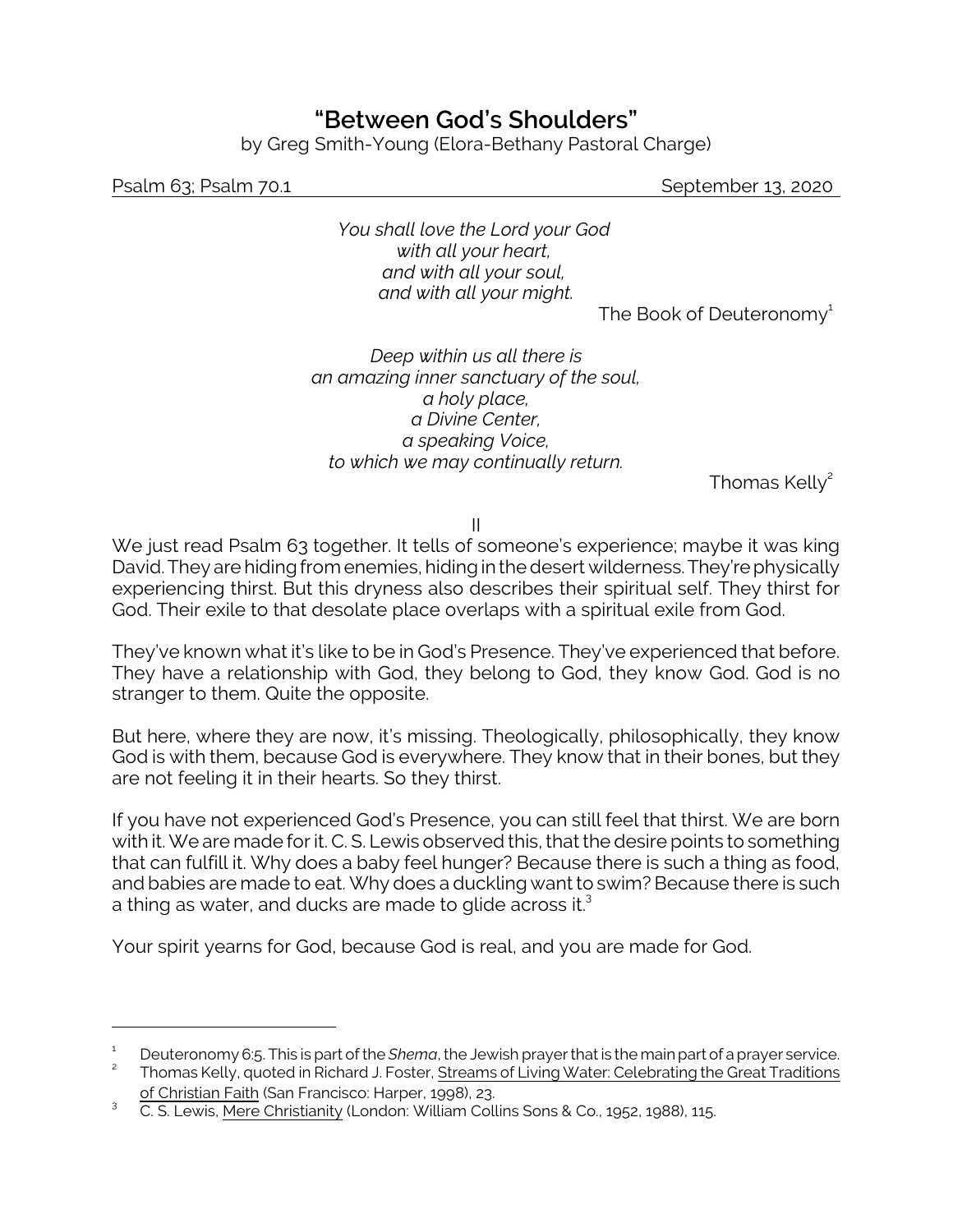# "Between God's Shoulders"

by Greg Smith-Young (Elora-Bethany Pastoral Charge)

Psalm 63; Psalm 70.1 September 13, 2020

*You shall love the Lord your God*
*with all your heart,*
*and with all your soul,*
*and with all your might.*

The Book of Deuteronomy[1]

*Deep within us all there is*
*an amazing inner sanctuary of the soul,*
*a holy place,*
*a Divine Center,*
*a speaking Voice,*
*to which we may continually return.*

Thomas Kelly[2]

II

We just read Psalm 63 together. It tells of someone's experience; maybe it was king David. They are hiding from enemies, hiding in the desert wilderness. They're physically experiencing thirst. But this dryness also describes their spiritual self. They thirst for God. Their exile to that desolate place overlaps with a spiritual exile from God.

They've known what it's like to be in God's Presence. They've experienced that before. They have a relationship with God, they belong to God, they know God. God is no stranger to them. Quite the opposite.

But here, where they are now, it's missing. Theologically, philosophically, they know God is with them, because God is everywhere. They know that in their bones, but they are not feeling it in their hearts. So they thirst.

If you have not experienced God's Presence, you can still feel that thirst. We are born with it. We are made for it. C. S. Lewis observed this, that the desire points to something that can fulfill it. Why does a baby feel hunger? Because there is such a thing as food, and babies are made to eat. Why does a duckling want to swim? Because there is such a thing as water, and ducks are made to glide across it.[3]

Your spirit yearns for God, because God is real, and you are made for God.

---

[1] Deuteronomy 6:5. This is part of the *Shema*, the Jewish prayer that is the main part of a prayer service.

[2] Thomas Kelly, quoted in Richard J. Foster, Streams of Living Water: Celebrating the Great Traditions of Christian Faith (San Francisco: Harper, 1998), 23.

[3] C. S. Lewis, Mere Christianity (London: William Collins Sons & Co., 1952, 1988), 115.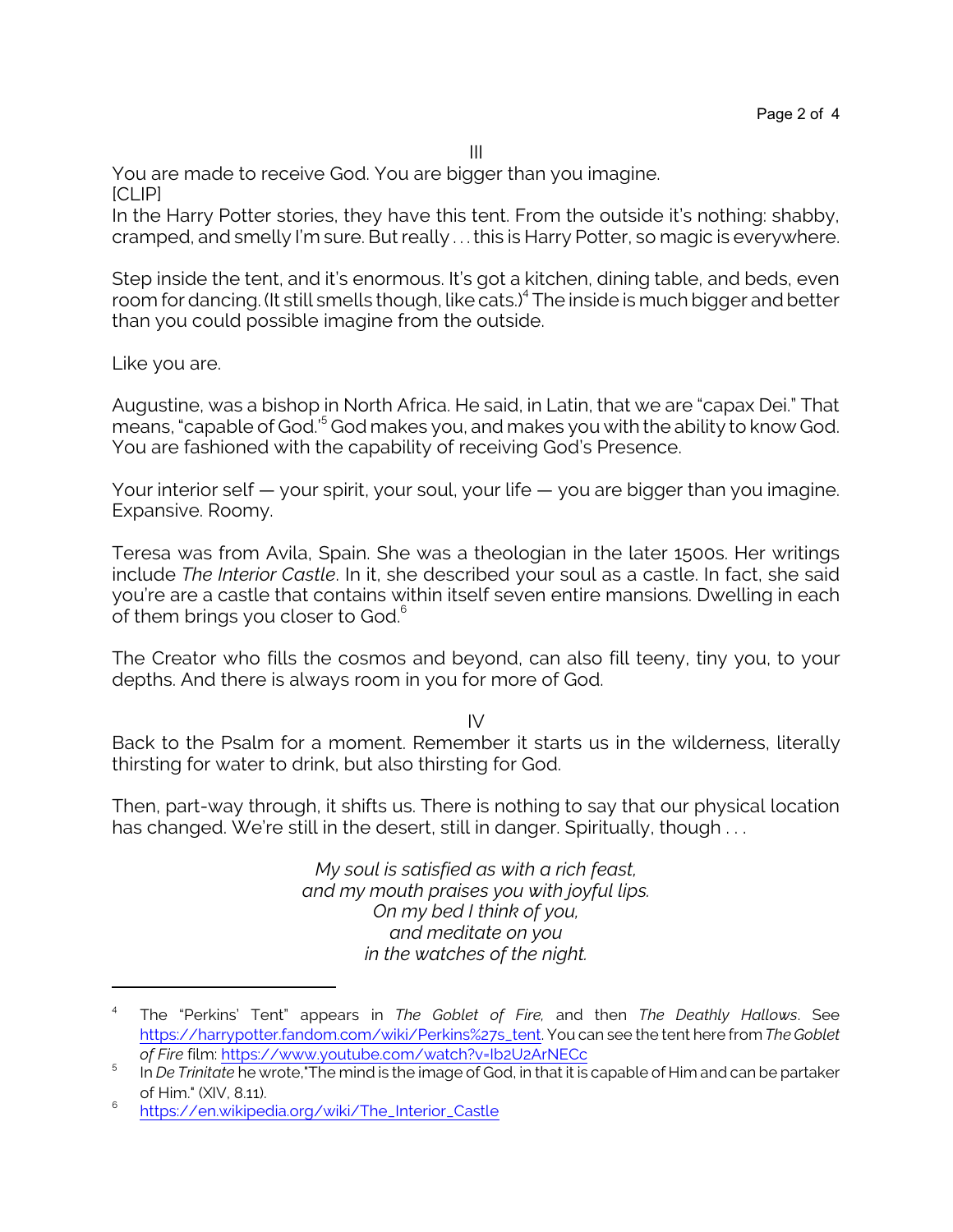III

You are made to receive God. You are bigger than you imagine.
[CLIP]
In the Harry Potter stories, they have this tent. From the outside it's nothing: shabby, cramped, and smelly I'm sure. But really . . . this is Harry Potter, so magic is everywhere.

Step inside the tent, and it's enormous. It's got a kitchen, dining table, and beds, even room for dancing. (It still smells though, like cats.)[4] The inside is much bigger and better than you could possible imagine from the outside.

Like you are.

Augustine, was a bishop in North Africa. He said, in Latin, that we are "capax Dei." That means, "capable of God."[5] God makes you, and makes you with the ability to know God. You are fashioned with the capability of receiving God's Presence.

Your interior self — your spirit, your soul, your life — you are bigger than you imagine. Expansive. Roomy.

Teresa was from Avila, Spain. She was a theologian in the later 1500s. Her writings include *The Interior Castle*. In it, she described your soul as a castle. In fact, she said you're are a castle that contains within itself seven entire mansions. Dwelling in each of them brings you closer to God.[6]

The Creator who fills the cosmos and beyond, can also fill teeny, tiny you, to your depths. And there is always room in you for more of God.

IV

Back to the Psalm for a moment. Remember it starts us in the wilderness, literally thirsting for water to drink, but also thirsting for God.

Then, part-way through, it shifts us. There is nothing to say that our physical location has changed. We're still in the desert, still in danger. Spiritually, though . . .

*My soul is satisfied as with a rich feast,*
*and my mouth praises you with joyful lips.*
*On my bed I think of you,*
*and meditate on you*
*in the watches of the night.*

---

[4] The "Perkins' Tent" appears in *The Goblet of Fire,* and then *The Deathly Hallows*. See https://harrypotter.fandom.com/wiki/Perkins%27s_tent. You can see the tent here from *The Goblet of Fire* film: https://www.youtube.com/watch?v=Ib2U2ArNECc

[5] In *De Trinitate* he wrote,"The mind is the image of God, in that it is capable of Him and can be partaker of Him." (XIV, 8.11).

[6] https://en.wikipedia.org/wiki/The_Interior_Castle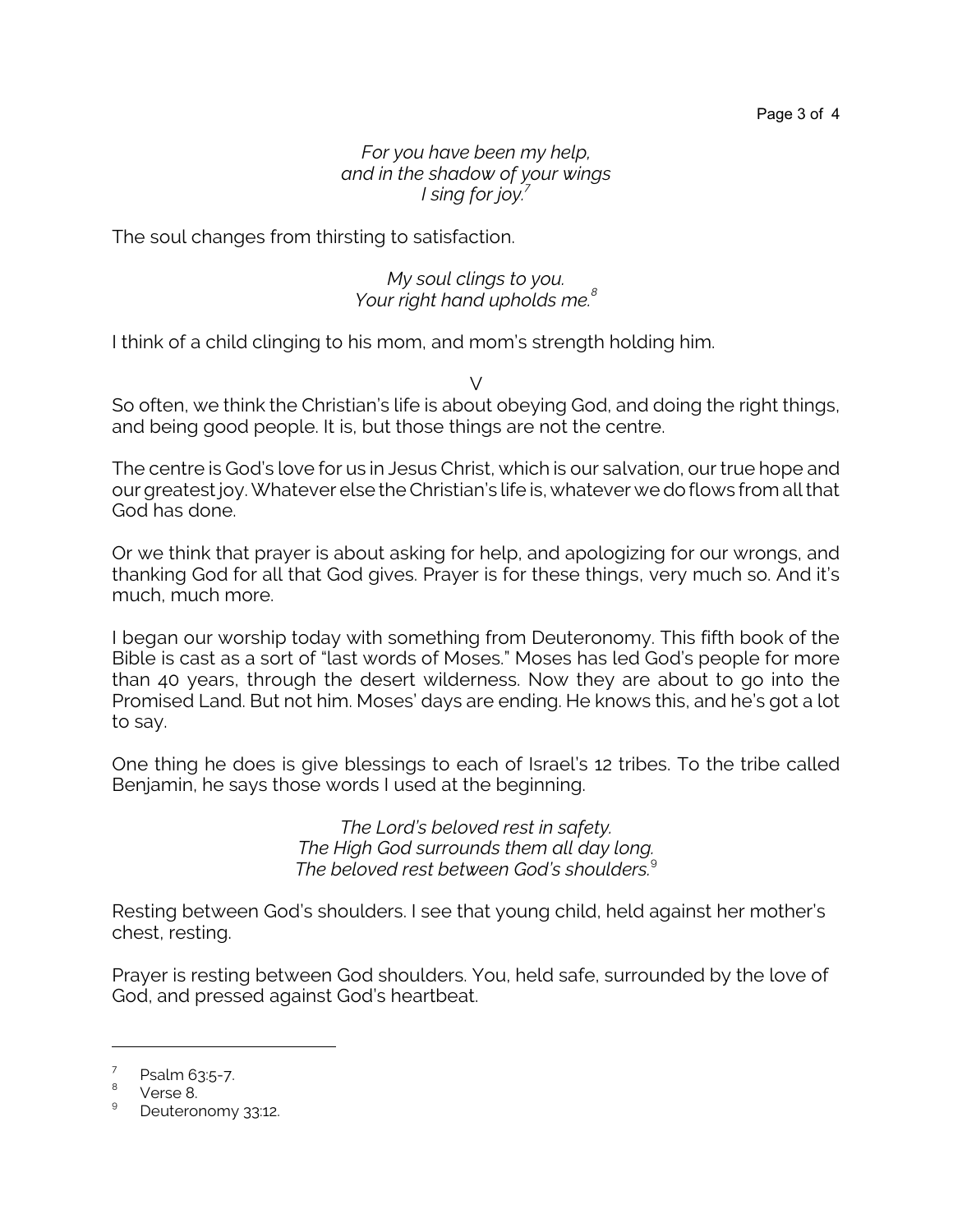*For you have been my help,*
*and in the shadow of your wings*
*I sing for joy.*[7]

The soul changes from thirsting to satisfaction.

*My soul clings to you.*
*Your right hand upholds me.*[8]

I think of a child clinging to his mom, and mom's strength holding him.

V

So often, we think the Christian's life is about obeying God, and doing the right things, and being good people. It is, but those things are not the centre.

The centre is God's love for us in Jesus Christ, which is our salvation, our true hope and our greatest joy. Whatever else the Christian's life is, whatever we do flows from all that God has done.

Or we think that prayer is about asking for help, and apologizing for our wrongs, and thanking God for all that God gives. Prayer is for these things, very much so. And it's much, much more.

I began our worship today with something from Deuteronomy. This fifth book of the Bible is cast as a sort of "last words of Moses." Moses has led God's people for more than 40 years, through the desert wilderness. Now they are about to go into the Promised Land. But not him. Moses' days are ending. He knows this, and he's got a lot to say.

One thing he does is give blessings to each of Israel's 12 tribes. To the tribe called Benjamin, he says those words I used at the beginning.

*The Lord's beloved rest in safety.*
*The High God surrounds them all day long.*
*The beloved rest between God's shoulders.*[9]

Resting between God's shoulders. I see that young child, held against her mother's chest, resting.

Prayer is resting between God shoulders. You, held safe, surrounded by the love of God, and pressed against God's heartbeat.

---

[7] Psalm 63:5-7.
[8] Verse 8.
[9] Deuteronomy 33:12.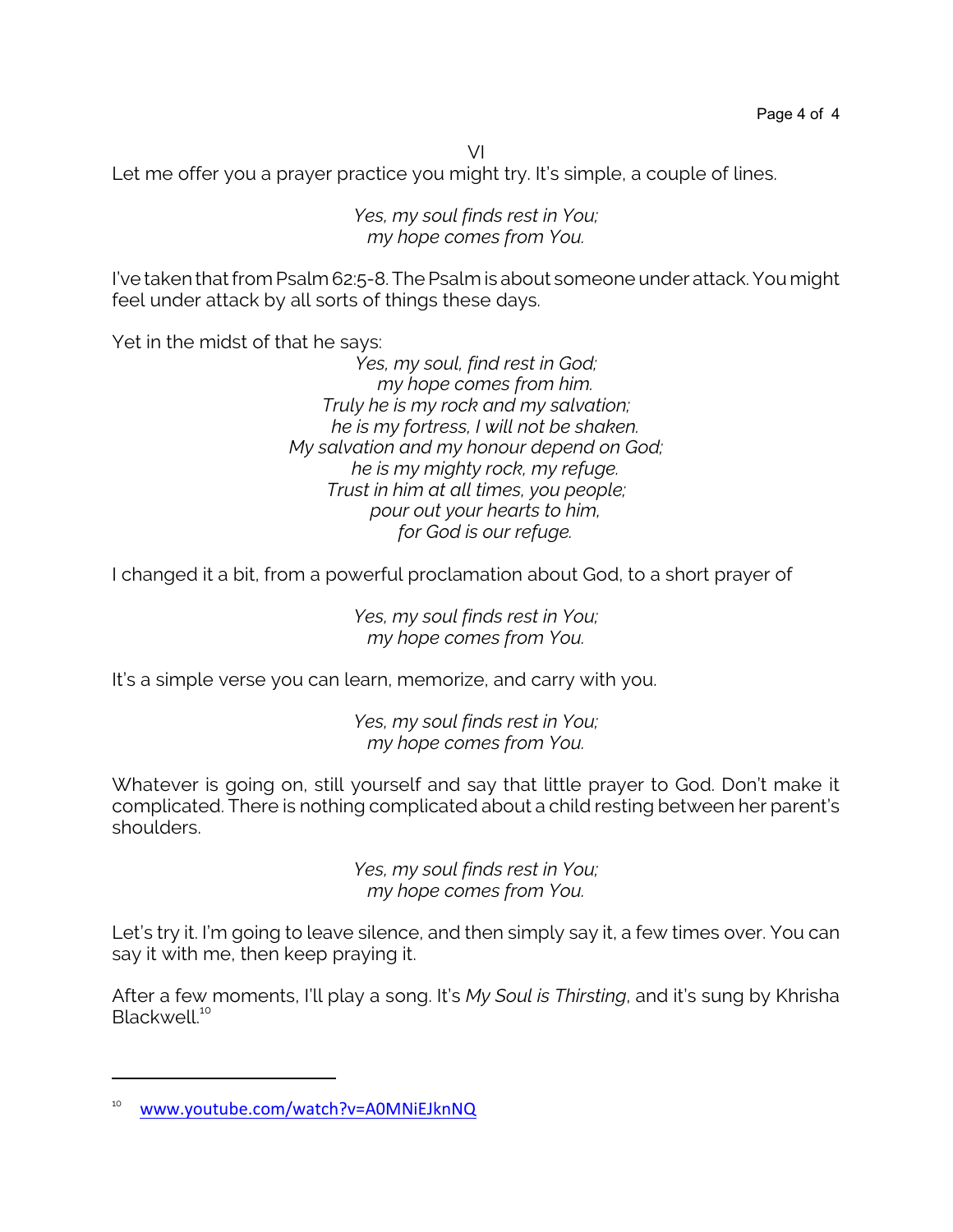VI

Let me offer you a prayer practice you might try. It's simple, a couple of lines.

*Yes, my soul finds rest in You;*
*my hope comes from You.*

I've taken that from Psalm 62:5-8. The Psalm is about someone under attack. You might feel under attack by all sorts of things these days.

Yet in the midst of that he says:

*Yes, my soul, find rest in God;*
*my hope comes from him.*
*Truly he is my rock and my salvation;*
*he is my fortress, I will not be shaken.*
*My salvation and my honour depend on God;*
*he is my mighty rock, my refuge.*
*Trust in him at all times, you people;*
*pour out your hearts to him,*
*for God is our refuge.*

I changed it a bit, from a powerful proclamation about God, to a short prayer of

*Yes, my soul finds rest in You;*
*my hope comes from You.*

It's a simple verse you can learn, memorize, and carry with you.

*Yes, my soul finds rest in You;*
*my hope comes from You.*

Whatever is going on, still yourself and say that little prayer to God. Don't make it complicated. There is nothing complicated about a child resting between her parent's shoulders.

*Yes, my soul finds rest in You;*
*my hope comes from You.*

Let's try it. I'm going to leave silence, and then simply say it, a few times over. You can say it with me, then keep praying it.

After a few moments, I'll play a song. It's *My Soul is Thirsting*, and it's sung by Khrisha Blackwell.[10]

---

[10] www.youtube.com/watch?v=A0MNiEJknNQ